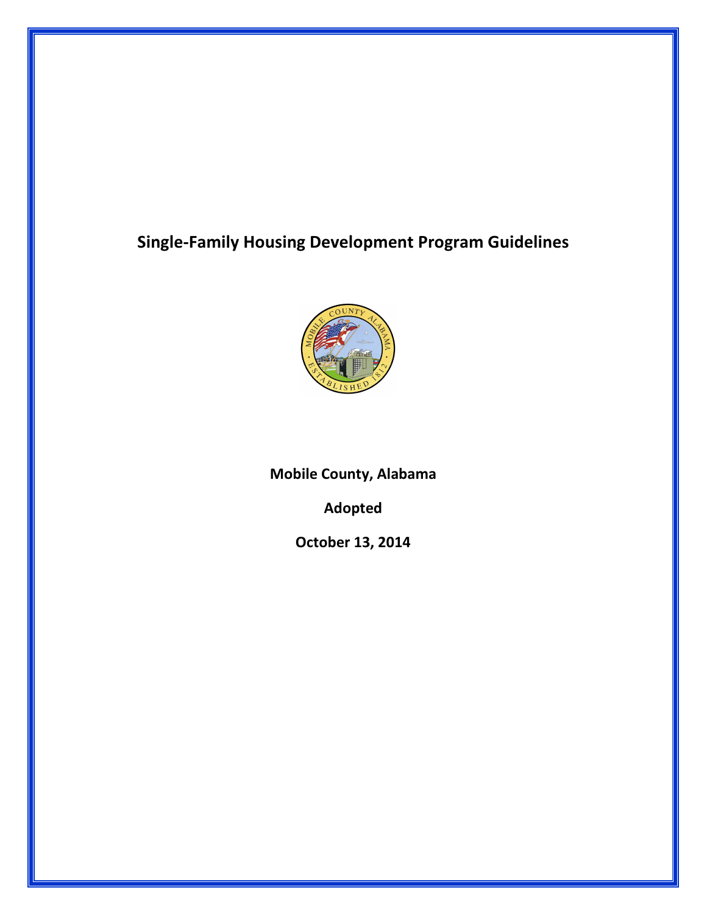# Single-Family Housing Development Program Guidelines

**Mobile County, Alabama**

**Adopted**

**October 13, 2014**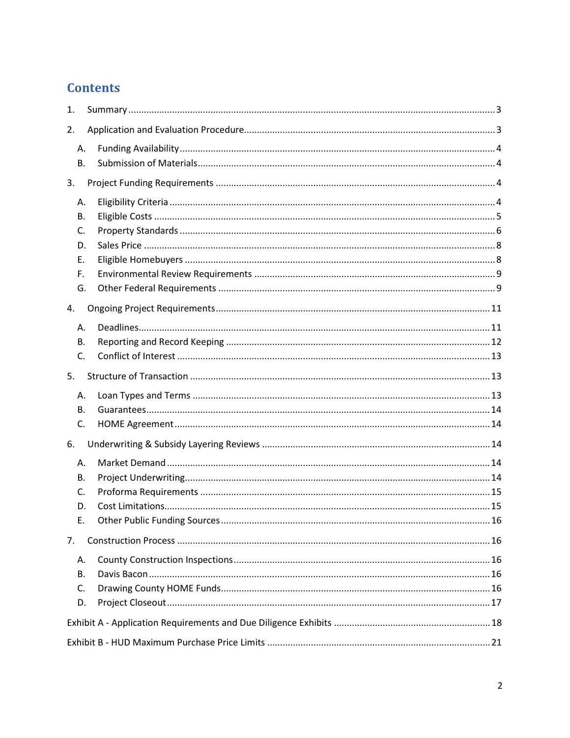# Contents

1. Summary ........................................................................................................................ 3
2. Application and Evaluation Procedure ............................................................................ 3
   - A. Funding Availability ............................................................................................ 4
   - B. Submission of Materials ...................................................................................... 4
3. Project Funding Requirements ........................................................................................ 4
   - A. Eligibility Criteria ................................................................................................ 4
   - B. Eligible Costs ...................................................................................................... 5
   - C. Property Standards ............................................................................................. 6
   - D. Sales Price .......................................................................................................... 8
   - E. Eligible Homebuyers ........................................................................................... 8
   - F. Environmental Review Requirements ................................................................. 9
   - G. Other Federal Requirements .............................................................................. 9
4. Ongoing Project Requirements ...................................................................................... 11
   - A. Deadlines .......................................................................................................... 11
   - B. Reporting and Record Keeping ......................................................................... 12
   - C. Conflict of Interest ........................................................................................... 13
5. Structure of Transaction ............................................................................................... 13
   - A. Loan Types and Terms ...................................................................................... 13
   - B. Guarantees ....................................................................................................... 14
   - C. HOME Agreement ............................................................................................ 14
6. Underwriting & Subsidy Layering Reviews .................................................................... 14
   - A. Market Demand ................................................................................................ 14
   - B. Project Underwriting ........................................................................................ 14
   - C. Proforma Requirements ................................................................................... 15
   - D. Cost Limitations ................................................................................................ 15
   - E. Other Public Funding Sources ........................................................................... 16
7. Construction Process .................................................................................................... 16
   - A. County Construction Inspections ...................................................................... 16
   - B. Davis Bacon ....................................................................................................... 16
   - C. Drawing County HOME Funds ........................................................................... 16
   - D. Project Closeout ............................................................................................... 17

Exhibit A - Application Requirements and Due Diligence Exhibits ........................................ 18

Exhibit B - HUD Maximum Purchase Price Limits ................................................................. 21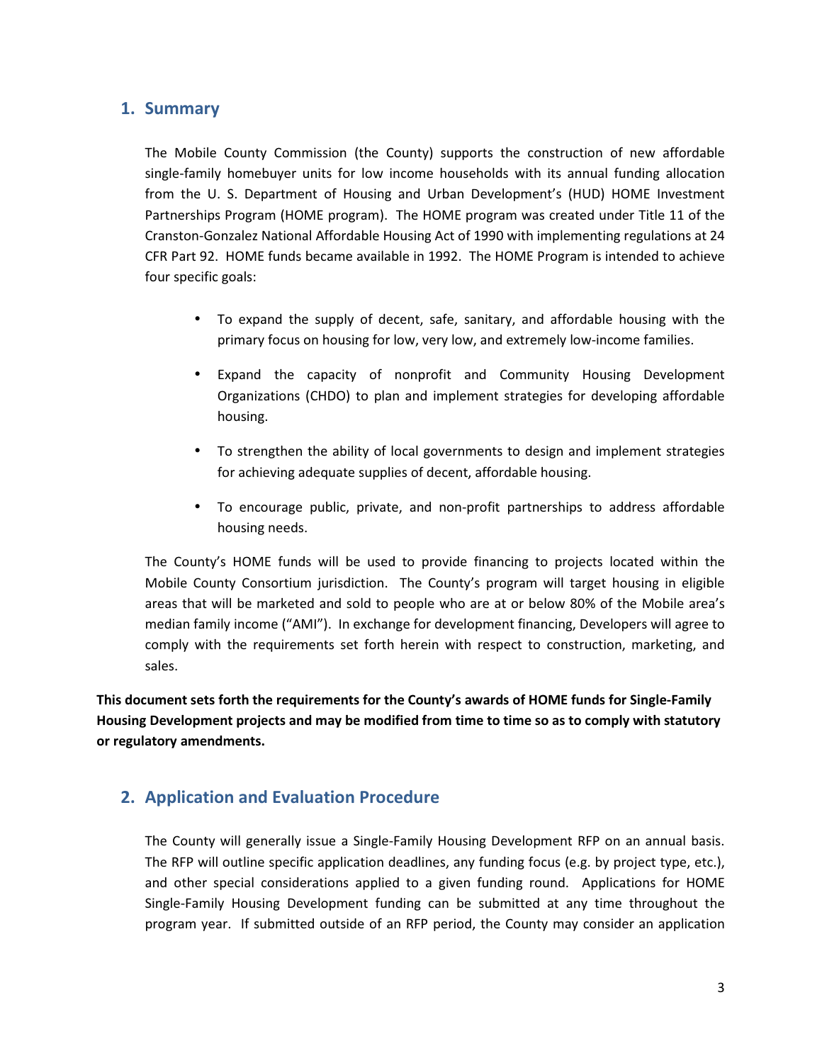## 1. Summary

The Mobile County Commission (the County) supports the construction of new affordable single-family homebuyer units for low income households with its annual funding allocation from the U. S. Department of Housing and Urban Development's (HUD) HOME Investment Partnerships Program (HOME program). The HOME program was created under Title 11 of the Cranston-Gonzalez National Affordable Housing Act of 1990 with implementing regulations at 24 CFR Part 92. HOME funds became available in 1992. The HOME Program is intended to achieve four specific goals:

- To expand the supply of decent, safe, sanitary, and affordable housing with the primary focus on housing for low, very low, and extremely low-income families.
- Expand the capacity of nonprofit and Community Housing Development Organizations (CHDO) to plan and implement strategies for developing affordable housing.
- To strengthen the ability of local governments to design and implement strategies for achieving adequate supplies of decent, affordable housing.
- To encourage public, private, and non-profit partnerships to address affordable housing needs.

The County's HOME funds will be used to provide financing to projects located within the Mobile County Consortium jurisdiction. The County's program will target housing in eligible areas that will be marketed and sold to people who are at or below 80% of the Mobile area's median family income ("AMI"). In exchange for development financing, Developers will agree to comply with the requirements set forth herein with respect to construction, marketing, and sales.

**This document sets forth the requirements for the County's awards of HOME funds for Single-Family Housing Development projects and may be modified from time to time so as to comply with statutory or regulatory amendments.**

## 2. Application and Evaluation Procedure

The County will generally issue a Single-Family Housing Development RFP on an annual basis. The RFP will outline specific application deadlines, any funding focus (e.g. by project type, etc.), and other special considerations applied to a given funding round. Applications for HOME Single-Family Housing Development funding can be submitted at any time throughout the program year. If submitted outside of an RFP period, the County may consider an application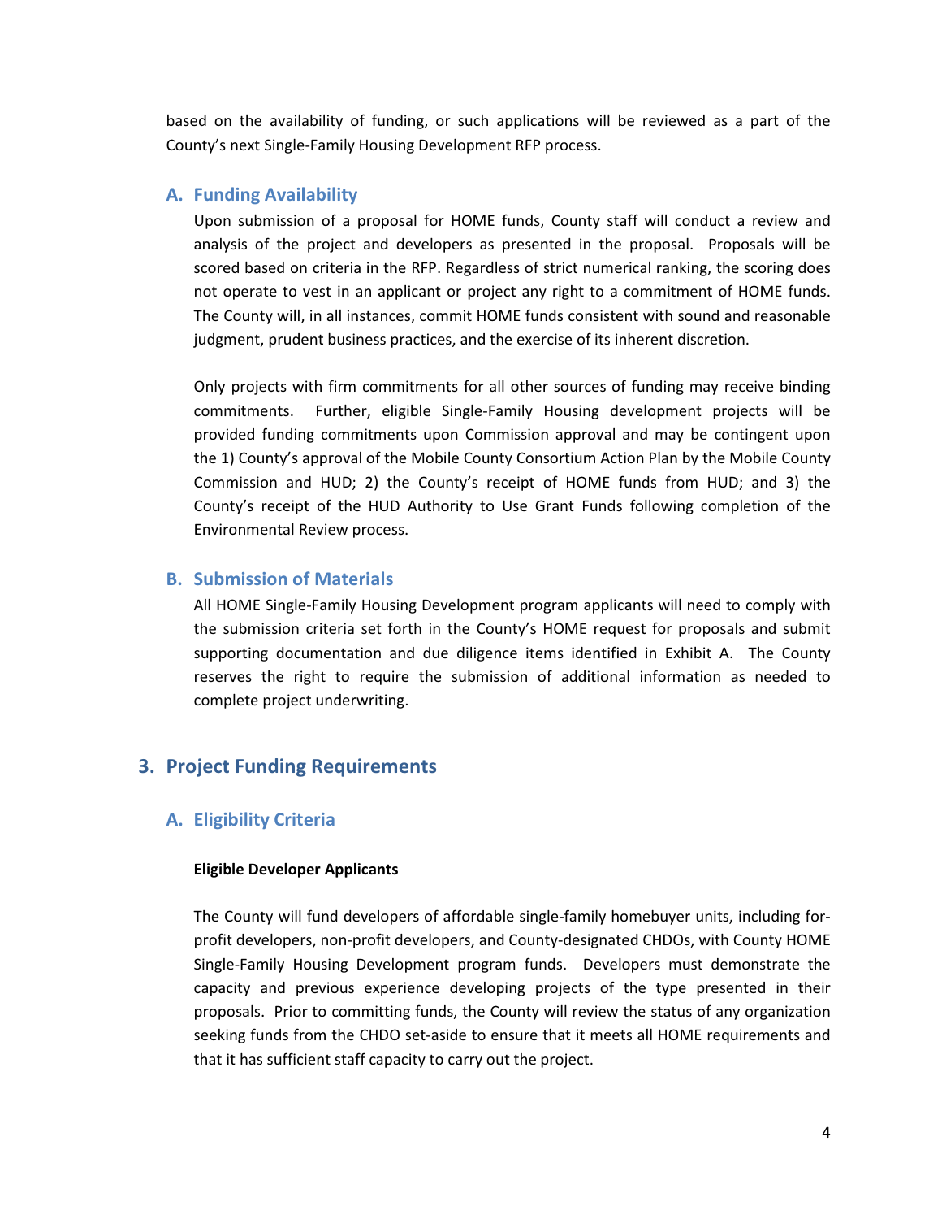based on the availability of funding, or such applications will be reviewed as a part of the County's next Single-Family Housing Development RFP process.

### A. Funding Availability

Upon submission of a proposal for HOME funds, County staff will conduct a review and analysis of the project and developers as presented in the proposal. Proposals will be scored based on criteria in the RFP. Regardless of strict numerical ranking, the scoring does not operate to vest in an applicant or project any right to a commitment of HOME funds. The County will, in all instances, commit HOME funds consistent with sound and reasonable judgment, prudent business practices, and the exercise of its inherent discretion.

Only projects with firm commitments for all other sources of funding may receive binding commitments. Further, eligible Single-Family Housing development projects will be provided funding commitments upon Commission approval and may be contingent upon the 1) County's approval of the Mobile County Consortium Action Plan by the Mobile County Commission and HUD; 2) the County's receipt of HOME funds from HUD; and 3) the County's receipt of the HUD Authority to Use Grant Funds following completion of the Environmental Review process.

### B. Submission of Materials

All HOME Single-Family Housing Development program applicants will need to comply with the submission criteria set forth in the County's HOME request for proposals and submit supporting documentation and due diligence items identified in Exhibit A. The County reserves the right to require the submission of additional information as needed to complete project underwriting.

## 3. Project Funding Requirements

### A. Eligibility Criteria

**Eligible Developer Applicants**

The County will fund developers of affordable single-family homebuyer units, including for-profit developers, non-profit developers, and County-designated CHDOs, with County HOME Single-Family Housing Development program funds. Developers must demonstrate the capacity and previous experience developing projects of the type presented in their proposals. Prior to committing funds, the County will review the status of any organization seeking funds from the CHDO set-aside to ensure that it meets all HOME requirements and that it has sufficient staff capacity to carry out the project.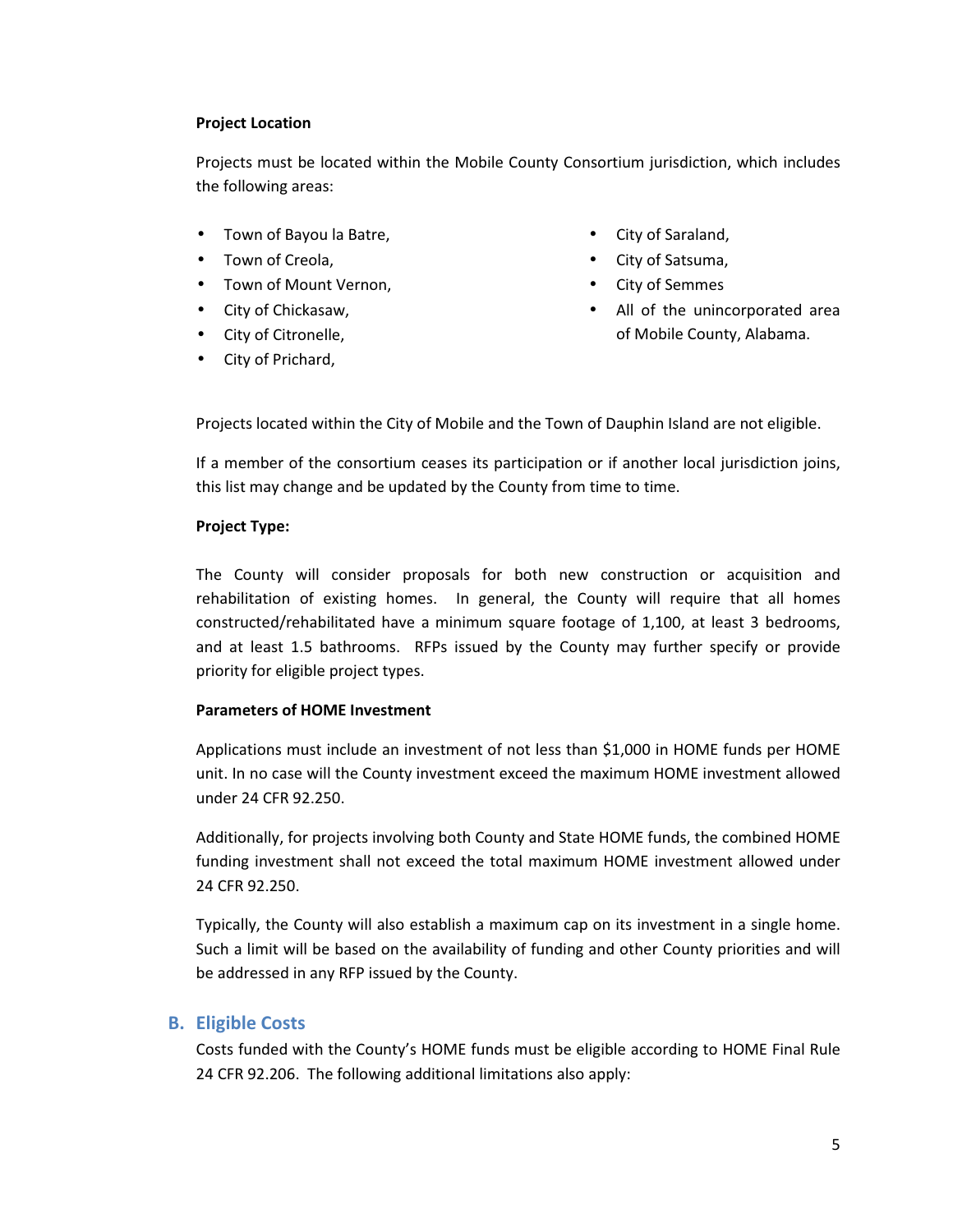**Project Location**

Projects must be located within the Mobile County Consortium jurisdiction, which includes the following areas:

- Town of Bayou la Batre,
- Town of Creola,
- Town of Mount Vernon,
- City of Chickasaw,
- City of Citronelle,
- City of Prichard,
- City of Saraland,
- City of Satsuma,
- City of Semmes
- All of the unincorporated area of Mobile County, Alabama.

Projects located within the City of Mobile and the Town of Dauphin Island are not eligible.

If a member of the consortium ceases its participation or if another local jurisdiction joins, this list may change and be updated by the County from time to time.

**Project Type:**

The County will consider proposals for both new construction or acquisition and rehabilitation of existing homes. In general, the County will require that all homes constructed/rehabilitated have a minimum square footage of 1,100, at least 3 bedrooms, and at least 1.5 bathrooms. RFPs issued by the County may further specify or provide priority for eligible project types.

**Parameters of HOME Investment**

Applications must include an investment of not less than $1,000 in HOME funds per HOME unit. In no case will the County investment exceed the maximum HOME investment allowed under 24 CFR 92.250.

Additionally, for projects involving both County and State HOME funds, the combined HOME funding investment shall not exceed the total maximum HOME investment allowed under 24 CFR 92.250.

Typically, the County will also establish a maximum cap on its investment in a single home. Such a limit will be based on the availability of funding and other County priorities and will be addressed in any RFP issued by the County.

## B. Eligible Costs

Costs funded with the County's HOME funds must be eligible according to HOME Final Rule 24 CFR 92.206. The following additional limitations also apply: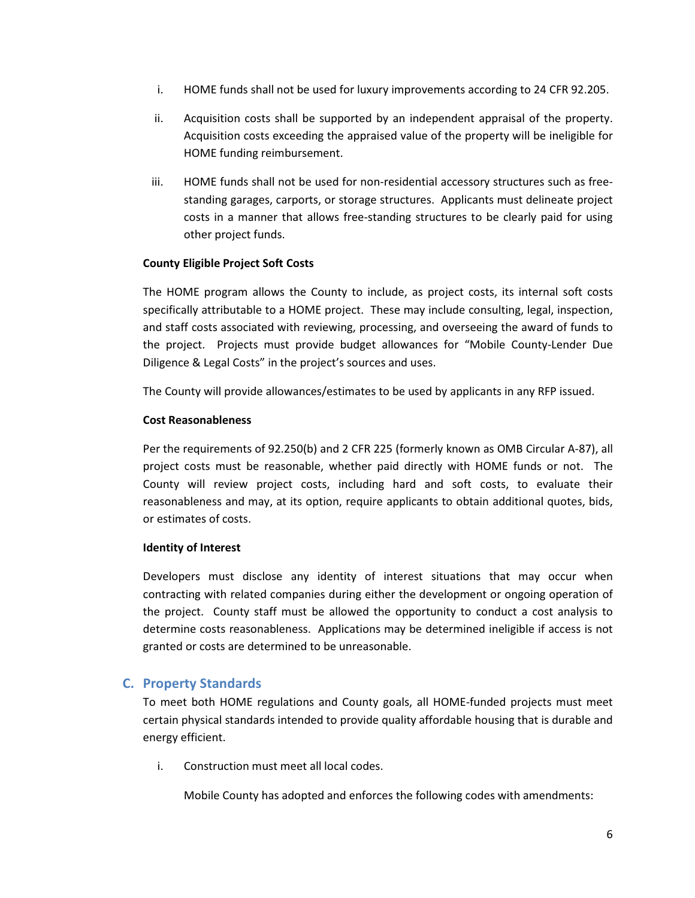i. HOME funds shall not be used for luxury improvements according to 24 CFR 92.205.

ii. Acquisition costs shall be supported by an independent appraisal of the property. Acquisition costs exceeding the appraised value of the property will be ineligible for HOME funding reimbursement.

iii. HOME funds shall not be used for non-residential accessory structures such as free-standing garages, carports, or storage structures. Applicants must delineate project costs in a manner that allows free-standing structures to be clearly paid for using other project funds.

**County Eligible Project Soft Costs**

The HOME program allows the County to include, as project costs, its internal soft costs specifically attributable to a HOME project. These may include consulting, legal, inspection, and staff costs associated with reviewing, processing, and overseeing the award of funds to the project. Projects must provide budget allowances for "Mobile County-Lender Due Diligence & Legal Costs" in the project's sources and uses.

The County will provide allowances/estimates to be used by applicants in any RFP issued.

**Cost Reasonableness**

Per the requirements of 92.250(b) and 2 CFR 225 (formerly known as OMB Circular A-87), all project costs must be reasonable, whether paid directly with HOME funds or not. The County will review project costs, including hard and soft costs, to evaluate their reasonableness and may, at its option, require applicants to obtain additional quotes, bids, or estimates of costs.

**Identity of Interest**

Developers must disclose any identity of interest situations that may occur when contracting with related companies during either the development or ongoing operation of the project. County staff must be allowed the opportunity to conduct a cost analysis to determine costs reasonableness. Applications may be determined ineligible if access is not granted or costs are determined to be unreasonable.

## C. Property Standards

To meet both HOME regulations and County goals, all HOME-funded projects must meet certain physical standards intended to provide quality affordable housing that is durable and energy efficient.

i. Construction must meet all local codes.

Mobile County has adopted and enforces the following codes with amendments: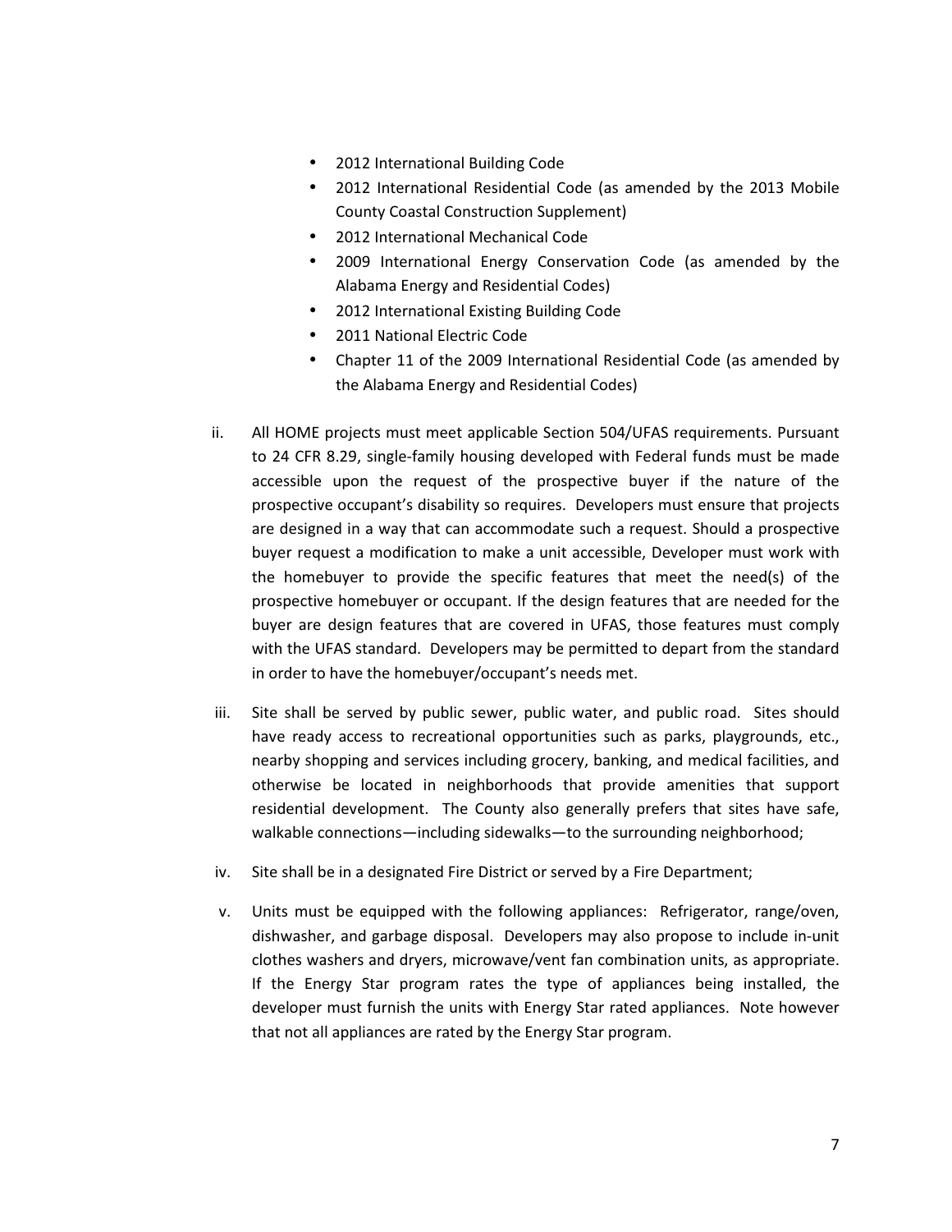- 2012 International Building Code
- 2012 International Residential Code (as amended by the 2013 Mobile County Coastal Construction Supplement)
- 2012 International Mechanical Code
- 2009 International Energy Conservation Code (as amended by the Alabama Energy and Residential Codes)
- 2012 International Existing Building Code
- 2011 National Electric Code
- Chapter 11 of the 2009 International Residential Code (as amended by the Alabama Energy and Residential Codes)

ii. All HOME projects must meet applicable Section 504/UFAS requirements. Pursuant to 24 CFR 8.29, single-family housing developed with Federal funds must be made accessible upon the request of the prospective buyer if the nature of the prospective occupant's disability so requires. Developers must ensure that projects are designed in a way that can accommodate such a request. Should a prospective buyer request a modification to make a unit accessible, Developer must work with the homebuyer to provide the specific features that meet the need(s) of the prospective homebuyer or occupant. If the design features that are needed for the buyer are design features that are covered in UFAS, those features must comply with the UFAS standard. Developers may be permitted to depart from the standard in order to have the homebuyer/occupant's needs met.

iii. Site shall be served by public sewer, public water, and public road. Sites should have ready access to recreational opportunities such as parks, playgrounds, etc., nearby shopping and services including grocery, banking, and medical facilities, and otherwise be located in neighborhoods that provide amenities that support residential development. The County also generally prefers that sites have safe, walkable connections—including sidewalks—to the surrounding neighborhood;

iv. Site shall be in a designated Fire District or served by a Fire Department;

v. Units must be equipped with the following appliances: Refrigerator, range/oven, dishwasher, and garbage disposal. Developers may also propose to include in-unit clothes washers and dryers, microwave/vent fan combination units, as appropriate. If the Energy Star program rates the type of appliances being installed, the developer must furnish the units with Energy Star rated appliances. Note however that not all appliances are rated by the Energy Star program.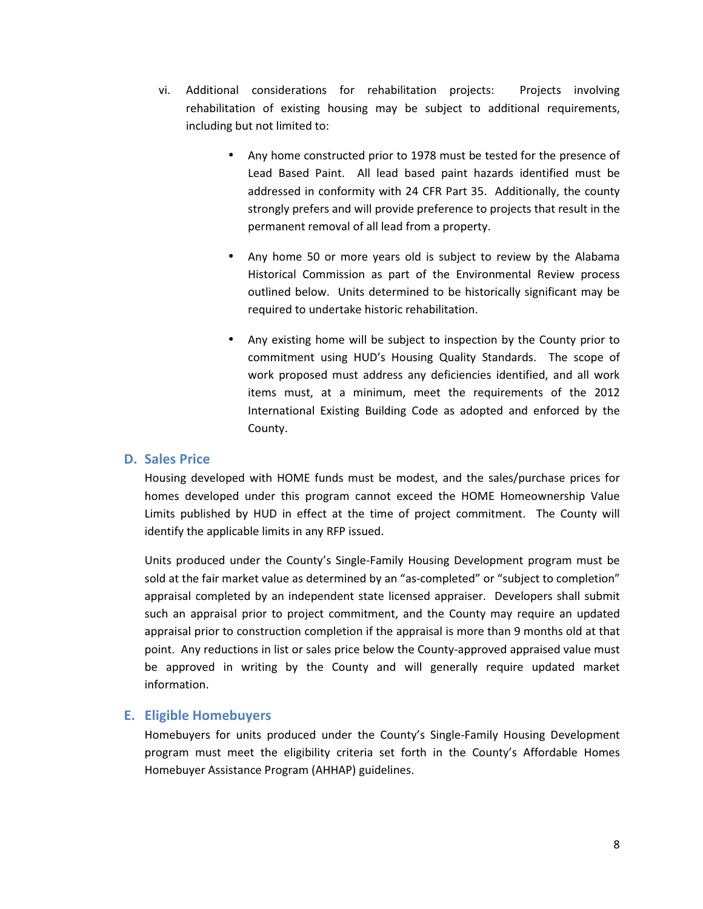vi. Additional considerations for rehabilitation projects: Projects involving rehabilitation of existing housing may be subject to additional requirements, including but not limited to:

- Any home constructed prior to 1978 must be tested for the presence of Lead Based Paint. All lead based paint hazards identified must be addressed in conformity with 24 CFR Part 35. Additionally, the county strongly prefers and will provide preference to projects that result in the permanent removal of all lead from a property.

- Any home 50 or more years old is subject to review by the Alabama Historical Commission as part of the Environmental Review process outlined below. Units determined to be historically significant may be required to undertake historic rehabilitation.

- Any existing home will be subject to inspection by the County prior to commitment using HUD's Housing Quality Standards. The scope of work proposed must address any deficiencies identified, and all work items must, at a minimum, meet the requirements of the 2012 International Existing Building Code as adopted and enforced by the County.

## D. Sales Price

Housing developed with HOME funds must be modest, and the sales/purchase prices for homes developed under this program cannot exceed the HOME Homeownership Value Limits published by HUD in effect at the time of project commitment. The County will identify the applicable limits in any RFP issued.

Units produced under the County's Single-Family Housing Development program must be sold at the fair market value as determined by an "as-completed" or "subject to completion" appraisal completed by an independent state licensed appraiser. Developers shall submit such an appraisal prior to project commitment, and the County may require an updated appraisal prior to construction completion if the appraisal is more than 9 months old at that point. Any reductions in list or sales price below the County-approved appraised value must be approved in writing by the County and will generally require updated market information.

## E. Eligible Homebuyers

Homebuyers for units produced under the County's Single-Family Housing Development program must meet the eligibility criteria set forth in the County's Affordable Homes Homebuyer Assistance Program (AHHAP) guidelines.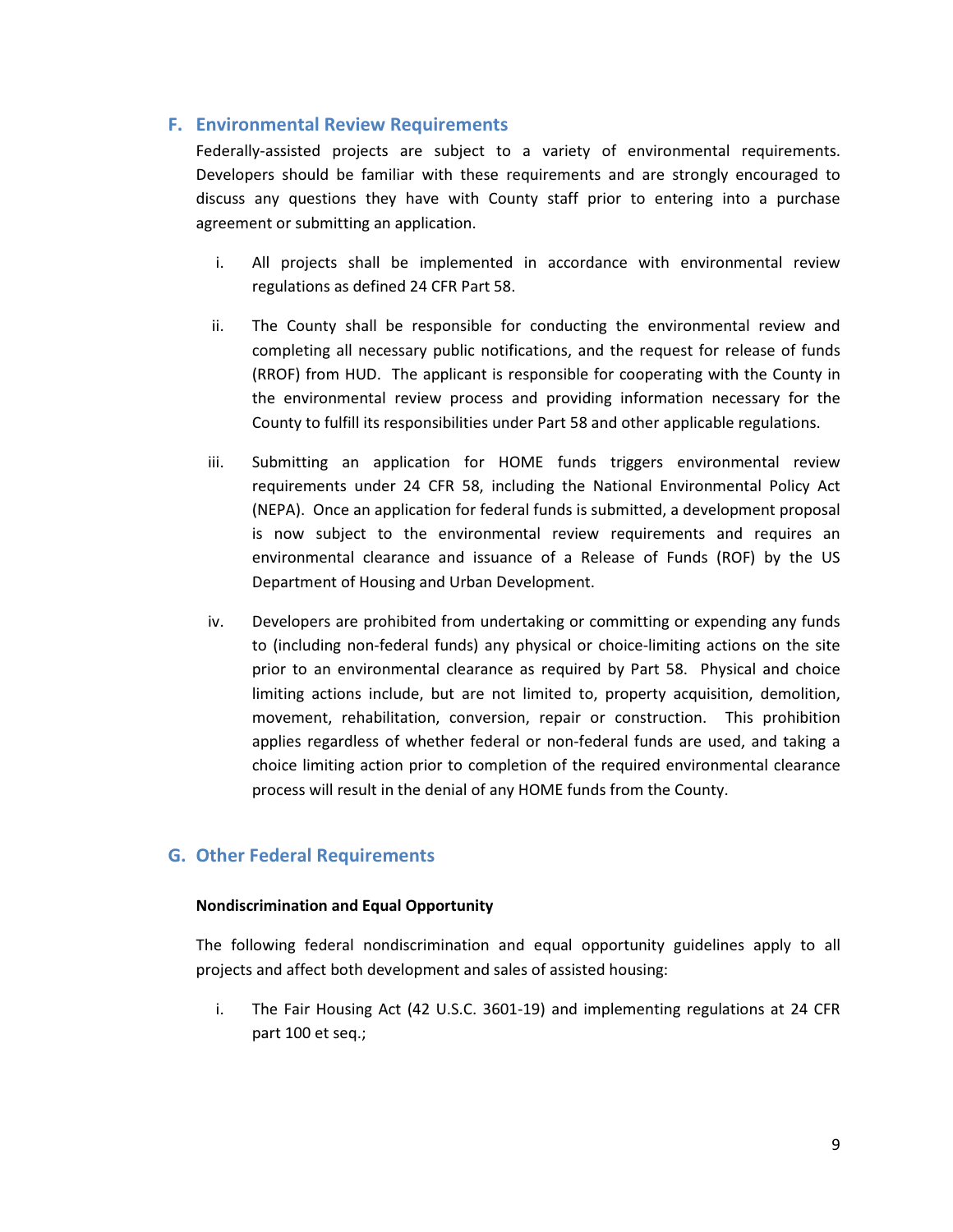## F. Environmental Review Requirements

Federally-assisted projects are subject to a variety of environmental requirements. Developers should be familiar with these requirements and are strongly encouraged to discuss any questions they have with County staff prior to entering into a purchase agreement or submitting an application.

i. All projects shall be implemented in accordance with environmental review regulations as defined 24 CFR Part 58.

ii. The County shall be responsible for conducting the environmental review and completing all necessary public notifications, and the request for release of funds (RROF) from HUD. The applicant is responsible for cooperating with the County in the environmental review process and providing information necessary for the County to fulfill its responsibilities under Part 58 and other applicable regulations.

iii. Submitting an application for HOME funds triggers environmental review requirements under 24 CFR 58, including the National Environmental Policy Act (NEPA). Once an application for federal funds is submitted, a development proposal is now subject to the environmental review requirements and requires an environmental clearance and issuance of a Release of Funds (ROF) by the US Department of Housing and Urban Development.

iv. Developers are prohibited from undertaking or committing or expending any funds to (including non-federal funds) any physical or choice-limiting actions on the site prior to an environmental clearance as required by Part 58. Physical and choice limiting actions include, but are not limited to, property acquisition, demolition, movement, rehabilitation, conversion, repair or construction. This prohibition applies regardless of whether federal or non-federal funds are used, and taking a choice limiting action prior to completion of the required environmental clearance process will result in the denial of any HOME funds from the County.

## G. Other Federal Requirements

**Nondiscrimination and Equal Opportunity**

The following federal nondiscrimination and equal opportunity guidelines apply to all projects and affect both development and sales of assisted housing:

i. The Fair Housing Act (42 U.S.C. 3601-19) and implementing regulations at 24 CFR part 100 et seq.;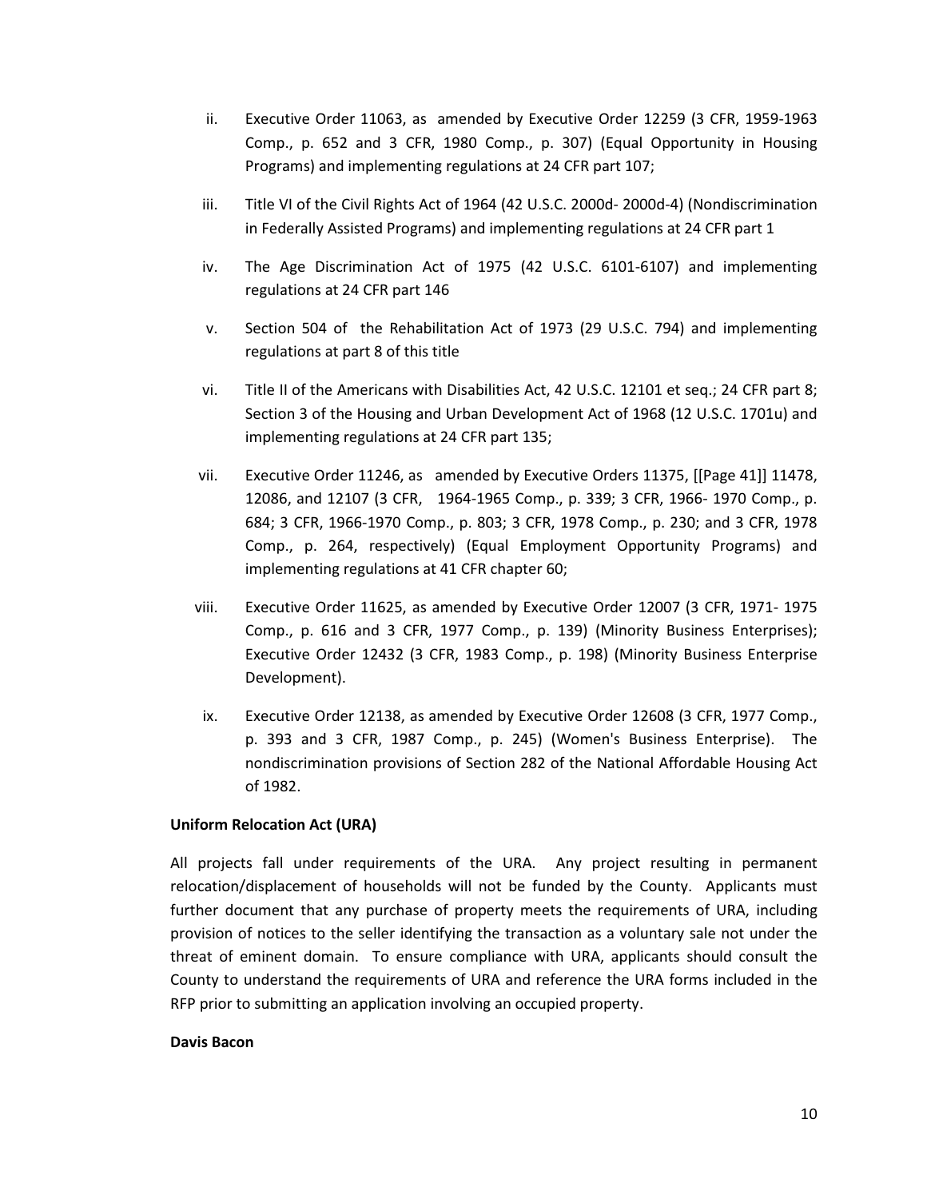ii. Executive Order 11063, as amended by Executive Order 12259 (3 CFR, 1959-1963 Comp., p. 652 and 3 CFR, 1980 Comp., p. 307) (Equal Opportunity in Housing Programs) and implementing regulations at 24 CFR part 107;

iii. Title VI of the Civil Rights Act of 1964 (42 U.S.C. 2000d- 2000d-4) (Nondiscrimination in Federally Assisted Programs) and implementing regulations at 24 CFR part 1

iv. The Age Discrimination Act of 1975 (42 U.S.C. 6101-6107) and implementing regulations at 24 CFR part 146

v. Section 504 of the Rehabilitation Act of 1973 (29 U.S.C. 794) and implementing regulations at part 8 of this title

vi. Title II of the Americans with Disabilities Act, 42 U.S.C. 12101 et seq.; 24 CFR part 8; Section 3 of the Housing and Urban Development Act of 1968 (12 U.S.C. 1701u) and implementing regulations at 24 CFR part 135;

vii. Executive Order 11246, as amended by Executive Orders 11375, [[Page 41]] 11478, 12086, and 12107 (3 CFR, 1964-1965 Comp., p. 339; 3 CFR, 1966- 1970 Comp., p. 684; 3 CFR, 1966-1970 Comp., p. 803; 3 CFR, 1978 Comp., p. 230; and 3 CFR, 1978 Comp., p. 264, respectively) (Equal Employment Opportunity Programs) and implementing regulations at 41 CFR chapter 60;

viii. Executive Order 11625, as amended by Executive Order 12007 (3 CFR, 1971- 1975 Comp., p. 616 and 3 CFR, 1977 Comp., p. 139) (Minority Business Enterprises); Executive Order 12432 (3 CFR, 1983 Comp., p. 198) (Minority Business Enterprise Development).

ix. Executive Order 12138, as amended by Executive Order 12608 (3 CFR, 1977 Comp., p. 393 and 3 CFR, 1987 Comp., p. 245) (Women's Business Enterprise). The nondiscrimination provisions of Section 282 of the National Affordable Housing Act of 1982.

**Uniform Relocation Act (URA)**

All projects fall under requirements of the URA. Any project resulting in permanent relocation/displacement of households will not be funded by the County. Applicants must further document that any purchase of property meets the requirements of URA, including provision of notices to the seller identifying the transaction as a voluntary sale not under the threat of eminent domain. To ensure compliance with URA, applicants should consult the County to understand the requirements of URA and reference the URA forms included in the RFP prior to submitting an application involving an occupied property.

**Davis Bacon**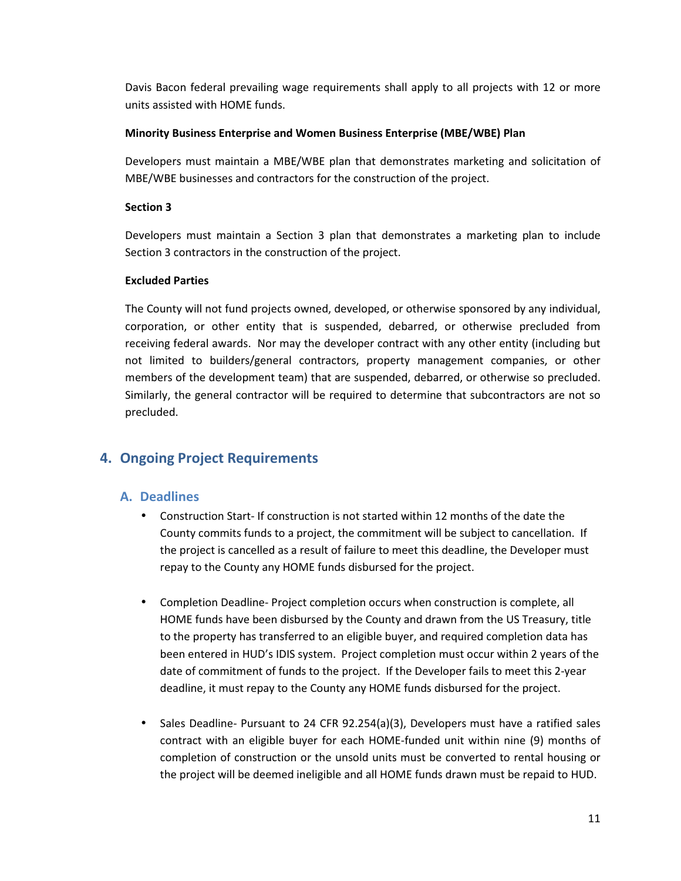Davis Bacon federal prevailing wage requirements shall apply to all projects with 12 or more units assisted with HOME funds.

**Minority Business Enterprise and Women Business Enterprise (MBE/WBE) Plan**

Developers must maintain a MBE/WBE plan that demonstrates marketing and solicitation of MBE/WBE businesses and contractors for the construction of the project.

**Section 3**

Developers must maintain a Section 3 plan that demonstrates a marketing plan to include Section 3 contractors in the construction of the project.

**Excluded Parties**

The County will not fund projects owned, developed, or otherwise sponsored by any individual, corporation, or other entity that is suspended, debarred, or otherwise precluded from receiving federal awards. Nor may the developer contract with any other entity (including but not limited to builders/general contractors, property management companies, or other members of the development team) that are suspended, debarred, or otherwise so precluded. Similarly, the general contractor will be required to determine that subcontractors are not so precluded.

## 4. Ongoing Project Requirements

### A. Deadlines

- Construction Start- If construction is not started within 12 months of the date the County commits funds to a project, the commitment will be subject to cancellation. If the project is cancelled as a result of failure to meet this deadline, the Developer must repay to the County any HOME funds disbursed for the project.

- Completion Deadline- Project completion occurs when construction is complete, all HOME funds have been disbursed by the County and drawn from the US Treasury, title to the property has transferred to an eligible buyer, and required completion data has been entered in HUD's IDIS system. Project completion must occur within 2 years of the date of commitment of funds to the project. If the Developer fails to meet this 2-year deadline, it must repay to the County any HOME funds disbursed for the project.

- Sales Deadline- Pursuant to 24 CFR 92.254(a)(3), Developers must have a ratified sales contract with an eligible buyer for each HOME-funded unit within nine (9) months of completion of construction or the unsold units must be converted to rental housing or the project will be deemed ineligible and all HOME funds drawn must be repaid to HUD.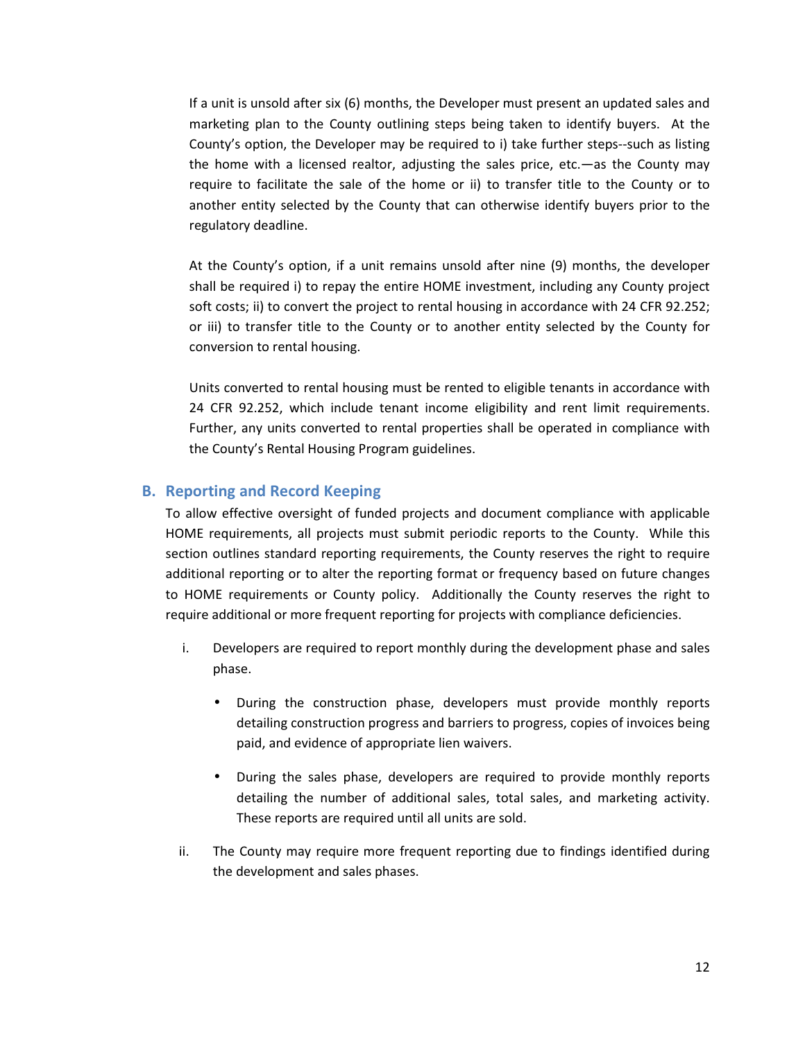If a unit is unsold after six (6) months, the Developer must present an updated sales and marketing plan to the County outlining steps being taken to identify buyers. At the County's option, the Developer may be required to i) take further steps--such as listing the home with a licensed realtor, adjusting the sales price, etc.—as the County may require to facilitate the sale of the home or ii) to transfer title to the County or to another entity selected by the County that can otherwise identify buyers prior to the regulatory deadline.

At the County's option, if a unit remains unsold after nine (9) months, the developer shall be required i) to repay the entire HOME investment, including any County project soft costs; ii) to convert the project to rental housing in accordance with 24 CFR 92.252; or iii) to transfer title to the County or to another entity selected by the County for conversion to rental housing.

Units converted to rental housing must be rented to eligible tenants in accordance with 24 CFR 92.252, which include tenant income eligibility and rent limit requirements. Further, any units converted to rental properties shall be operated in compliance with the County's Rental Housing Program guidelines.

## B. Reporting and Record Keeping

To allow effective oversight of funded projects and document compliance with applicable HOME requirements, all projects must submit periodic reports to the County. While this section outlines standard reporting requirements, the County reserves the right to require additional reporting or to alter the reporting format or frequency based on future changes to HOME requirements or County policy. Additionally the County reserves the right to require additional or more frequent reporting for projects with compliance deficiencies.

i. Developers are required to report monthly during the development phase and sales phase.

   - During the construction phase, developers must provide monthly reports detailing construction progress and barriers to progress, copies of invoices being paid, and evidence of appropriate lien waivers.

   - During the sales phase, developers are required to provide monthly reports detailing the number of additional sales, total sales, and marketing activity. These reports are required until all units are sold.

ii. The County may require more frequent reporting due to findings identified during the development and sales phases.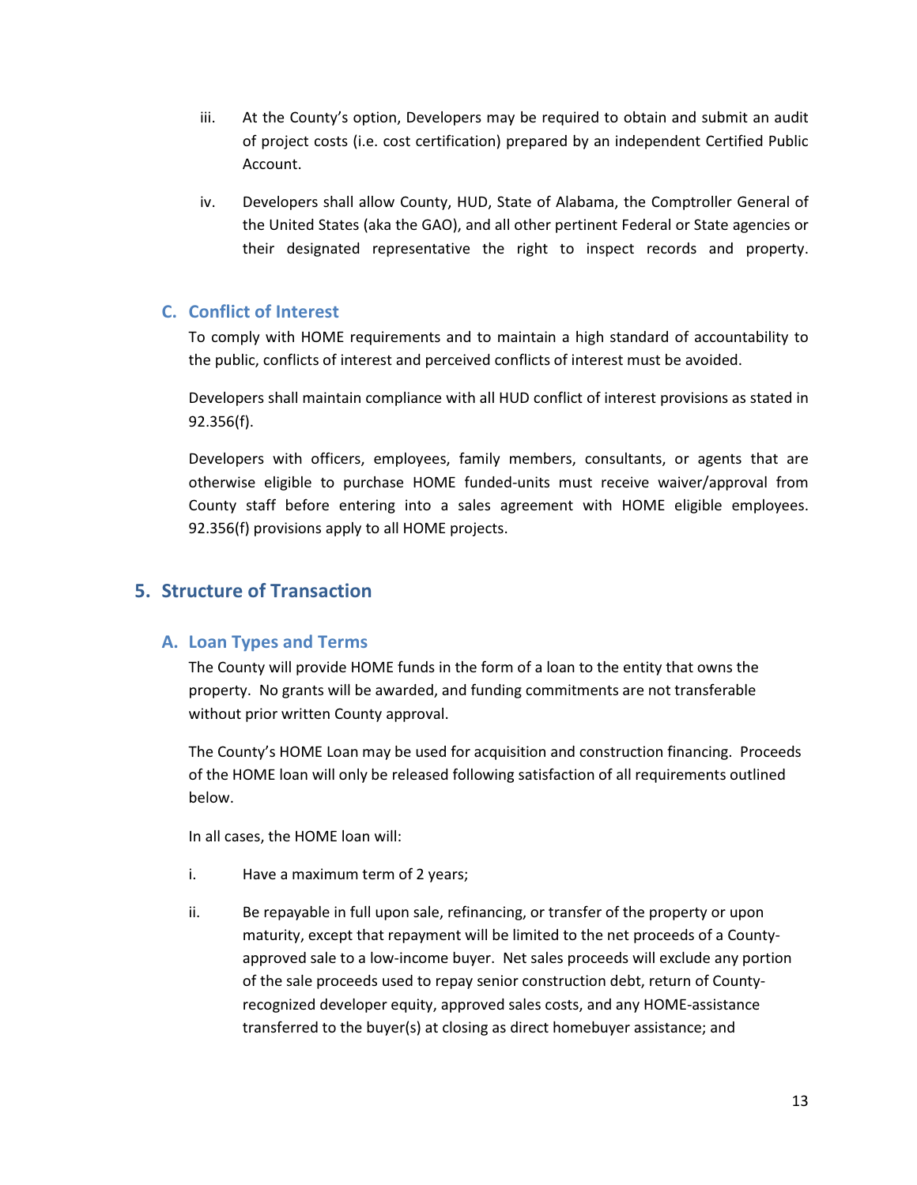iii. At the County's option, Developers may be required to obtain and submit an audit of project costs (i.e. cost certification) prepared by an independent Certified Public Account.

iv. Developers shall allow County, HUD, State of Alabama, the Comptroller General of the United States (aka the GAO), and all other pertinent Federal or State agencies or their designated representative the right to inspect records and property.

### C. Conflict of Interest

To comply with HOME requirements and to maintain a high standard of accountability to the public, conflicts of interest and perceived conflicts of interest must be avoided.

Developers shall maintain compliance with all HUD conflict of interest provisions as stated in 92.356(f).

Developers with officers, employees, family members, consultants, or agents that are otherwise eligible to purchase HOME funded-units must receive waiver/approval from County staff before entering into a sales agreement with HOME eligible employees. 92.356(f) provisions apply to all HOME projects.

## 5. Structure of Transaction

### A. Loan Types and Terms

The County will provide HOME funds in the form of a loan to the entity that owns the property. No grants will be awarded, and funding commitments are not transferable without prior written County approval.

The County's HOME Loan may be used for acquisition and construction financing. Proceeds of the HOME loan will only be released following satisfaction of all requirements outlined below.

In all cases, the HOME loan will:

i. Have a maximum term of 2 years;

ii. Be repayable in full upon sale, refinancing, or transfer of the property or upon maturity, except that repayment will be limited to the net proceeds of a County-approved sale to a low-income buyer. Net sales proceeds will exclude any portion of the sale proceeds used to repay senior construction debt, return of County-recognized developer equity, approved sales costs, and any HOME-assistance transferred to the buyer(s) at closing as direct homebuyer assistance; and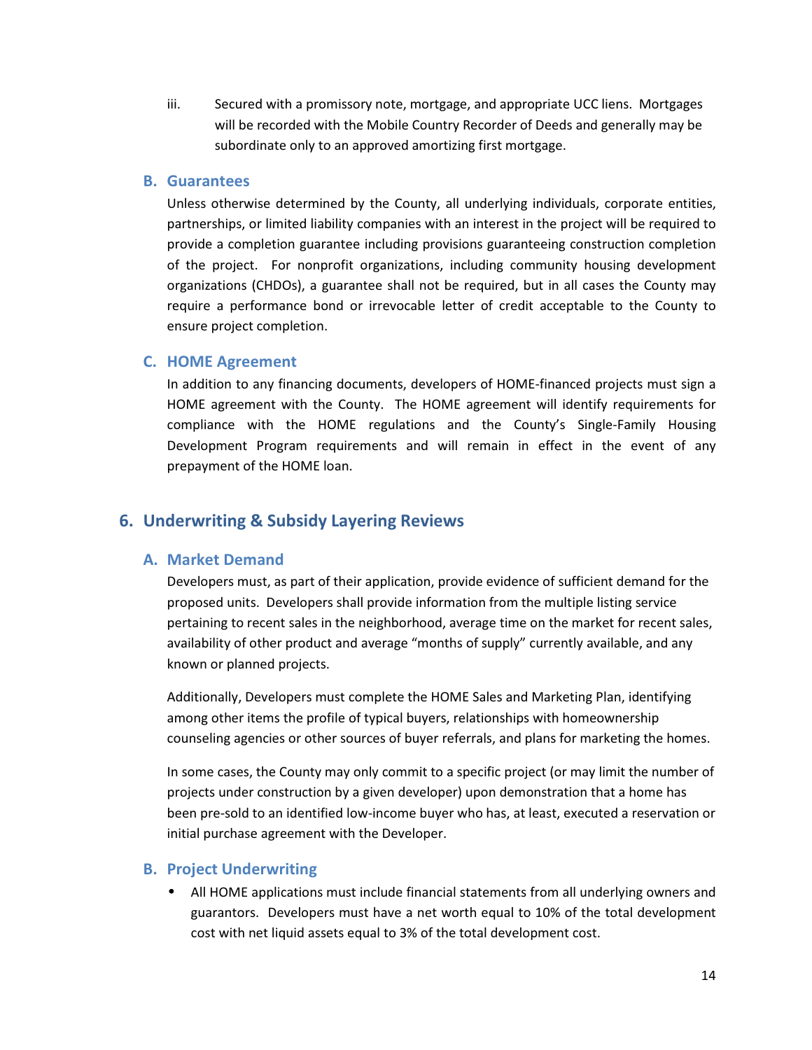iii. Secured with a promissory note, mortgage, and appropriate UCC liens. Mortgages will be recorded with the Mobile Country Recorder of Deeds and generally may be subordinate only to an approved amortizing first mortgage.

### B. Guarantees

Unless otherwise determined by the County, all underlying individuals, corporate entities, partnerships, or limited liability companies with an interest in the project will be required to provide a completion guarantee including provisions guaranteeing construction completion of the project. For nonprofit organizations, including community housing development organizations (CHDOs), a guarantee shall not be required, but in all cases the County may require a performance bond or irrevocable letter of credit acceptable to the County to ensure project completion.

### C. HOME Agreement

In addition to any financing documents, developers of HOME-financed projects must sign a HOME agreement with the County. The HOME agreement will identify requirements for compliance with the HOME regulations and the County's Single-Family Housing Development Program requirements and will remain in effect in the event of any prepayment of the HOME loan.

## 6. Underwriting & Subsidy Layering Reviews

### A. Market Demand

Developers must, as part of their application, provide evidence of sufficient demand for the proposed units. Developers shall provide information from the multiple listing service pertaining to recent sales in the neighborhood, average time on the market for recent sales, availability of other product and average "months of supply" currently available, and any known or planned projects.

Additionally, Developers must complete the HOME Sales and Marketing Plan, identifying among other items the profile of typical buyers, relationships with homeownership counseling agencies or other sources of buyer referrals, and plans for marketing the homes.

In some cases, the County may only commit to a specific project (or may limit the number of projects under construction by a given developer) upon demonstration that a home has been pre-sold to an identified low-income buyer who has, at least, executed a reservation or initial purchase agreement with the Developer.

### B. Project Underwriting

- All HOME applications must include financial statements from all underlying owners and guarantors. Developers must have a net worth equal to 10% of the total development cost with net liquid assets equal to 3% of the total development cost.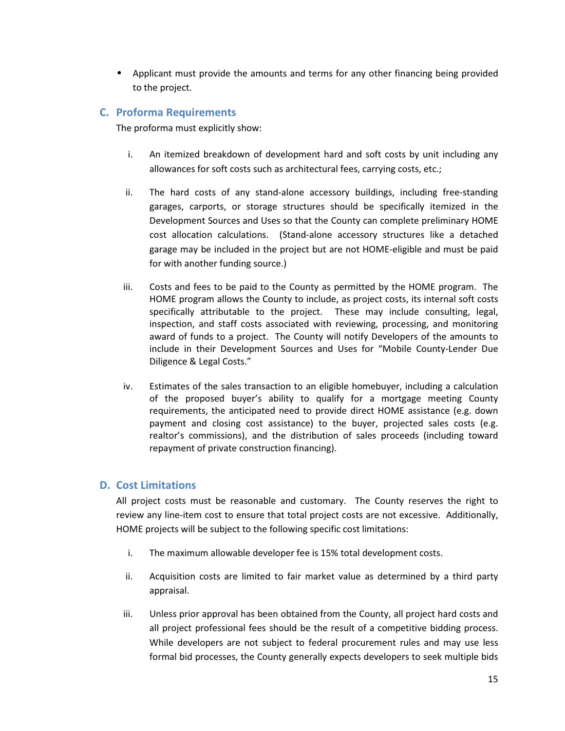- Applicant must provide the amounts and terms for any other financing being provided to the project.

## C. Proforma Requirements

The proforma must explicitly show:

i. An itemized breakdown of development hard and soft costs by unit including any allowances for soft costs such as architectural fees, carrying costs, etc.;

ii. The hard costs of any stand-alone accessory buildings, including free-standing garages, carports, or storage structures should be specifically itemized in the Development Sources and Uses so that the County can complete preliminary HOME cost allocation calculations. (Stand-alone accessory structures like a detached garage may be included in the project but are not HOME-eligible and must be paid for with another funding source.)

iii. Costs and fees to be paid to the County as permitted by the HOME program. The HOME program allows the County to include, as project costs, its internal soft costs specifically attributable to the project. These may include consulting, legal, inspection, and staff costs associated with reviewing, processing, and monitoring award of funds to a project. The County will notify Developers of the amounts to include in their Development Sources and Uses for "Mobile County-Lender Due Diligence & Legal Costs."

iv. Estimates of the sales transaction to an eligible homebuyer, including a calculation of the proposed buyer's ability to qualify for a mortgage meeting County requirements, the anticipated need to provide direct HOME assistance (e.g. down payment and closing cost assistance) to the buyer, projected sales costs (e.g. realtor's commissions), and the distribution of sales proceeds (including toward repayment of private construction financing).

## D. Cost Limitations

All project costs must be reasonable and customary. The County reserves the right to review any line-item cost to ensure that total project costs are not excessive. Additionally, HOME projects will be subject to the following specific cost limitations:

i. The maximum allowable developer fee is 15% total development costs.

ii. Acquisition costs are limited to fair market value as determined by a third party appraisal.

iii. Unless prior approval has been obtained from the County, all project hard costs and all project professional fees should be the result of a competitive bidding process. While developers are not subject to federal procurement rules and may use less formal bid processes, the County generally expects developers to seek multiple bids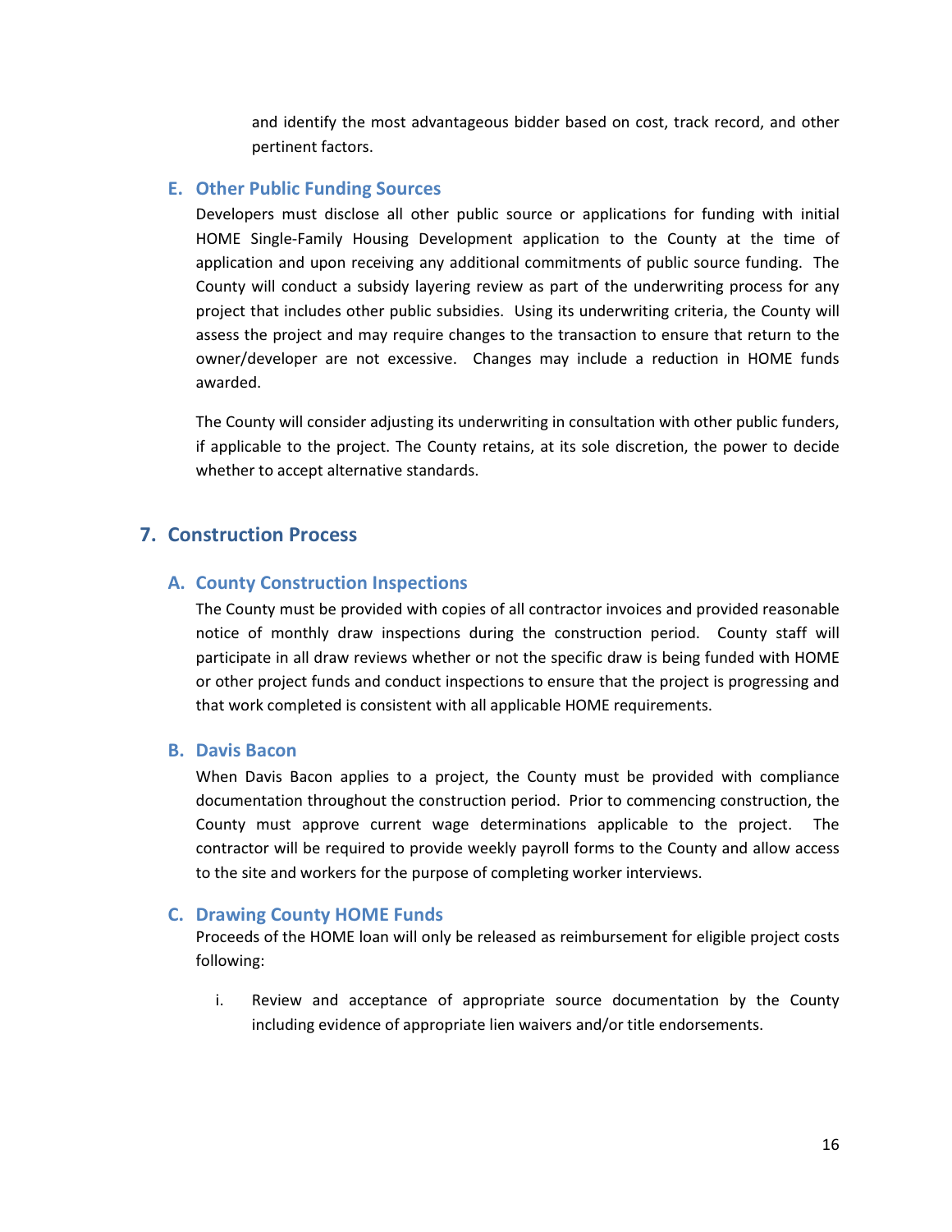and identify the most advantageous bidder based on cost, track record, and other pertinent factors.

### E. Other Public Funding Sources

Developers must disclose all other public source or applications for funding with initial HOME Single-Family Housing Development application to the County at the time of application and upon receiving any additional commitments of public source funding. The County will conduct a subsidy layering review as part of the underwriting process for any project that includes other public subsidies. Using its underwriting criteria, the County will assess the project and may require changes to the transaction to ensure that return to the owner/developer are not excessive. Changes may include a reduction in HOME funds awarded.

The County will consider adjusting its underwriting in consultation with other public funders, if applicable to the project. The County retains, at its sole discretion, the power to decide whether to accept alternative standards.

## 7. Construction Process

### A. County Construction Inspections

The County must be provided with copies of all contractor invoices and provided reasonable notice of monthly draw inspections during the construction period. County staff will participate in all draw reviews whether or not the specific draw is being funded with HOME or other project funds and conduct inspections to ensure that the project is progressing and that work completed is consistent with all applicable HOME requirements.

### B. Davis Bacon

When Davis Bacon applies to a project, the County must be provided with compliance documentation throughout the construction period. Prior to commencing construction, the County must approve current wage determinations applicable to the project. The contractor will be required to provide weekly payroll forms to the County and allow access to the site and workers for the purpose of completing worker interviews.

### C. Drawing County HOME Funds

Proceeds of the HOME loan will only be released as reimbursement for eligible project costs following:

i. Review and acceptance of appropriate source documentation by the County including evidence of appropriate lien waivers and/or title endorsements.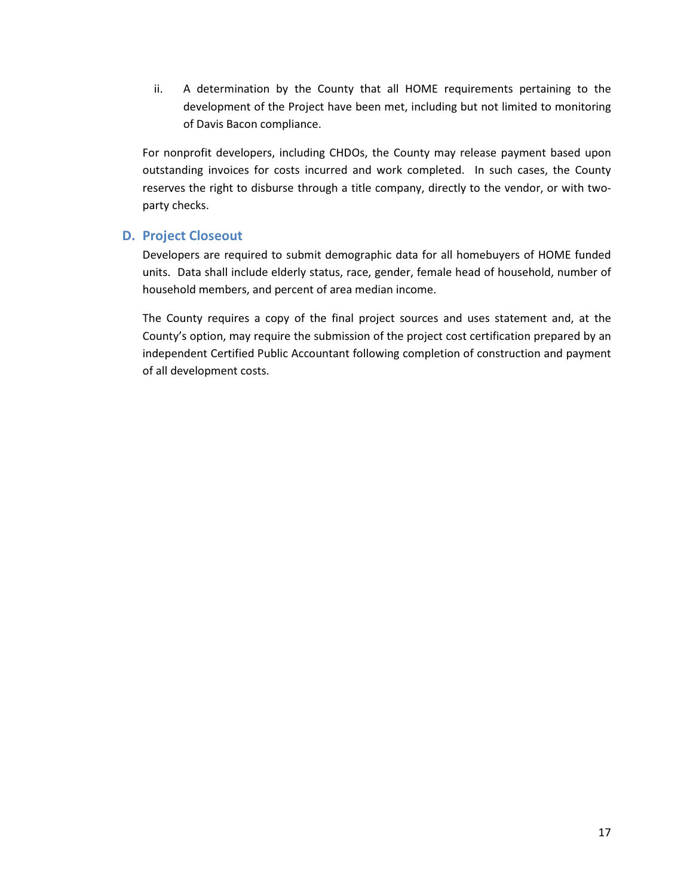ii. A determination by the County that all HOME requirements pertaining to the development of the Project have been met, including but not limited to monitoring of Davis Bacon compliance.

For nonprofit developers, including CHDOs, the County may release payment based upon outstanding invoices for costs incurred and work completed. In such cases, the County reserves the right to disburse through a title company, directly to the vendor, or with two-party checks.

## D. Project Closeout

Developers are required to submit demographic data for all homebuyers of HOME funded units. Data shall include elderly status, race, gender, female head of household, number of household members, and percent of area median income.

The County requires a copy of the final project sources and uses statement and, at the County's option, may require the submission of the project cost certification prepared by an independent Certified Public Accountant following completion of construction and payment of all development costs.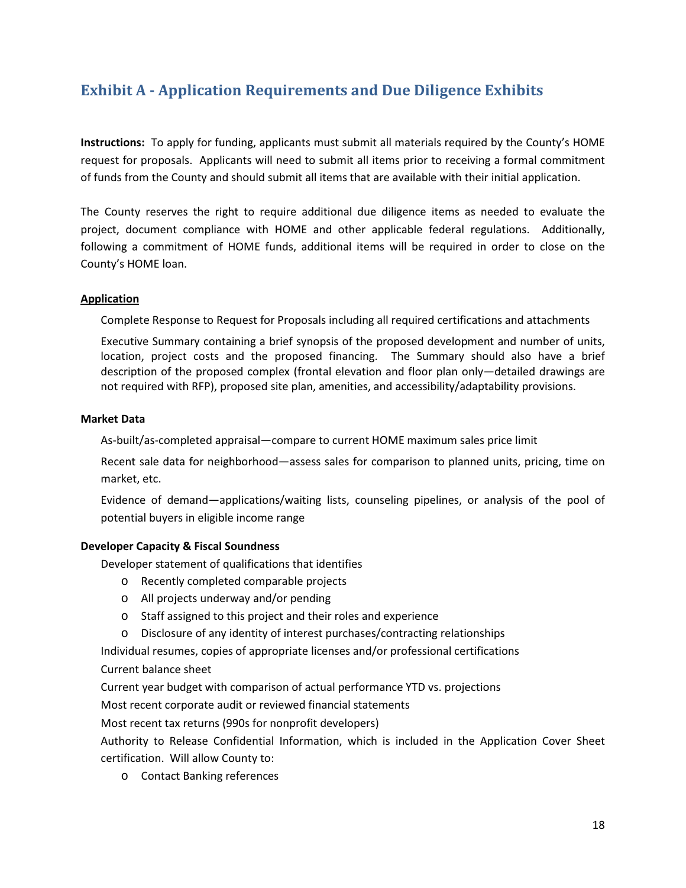## Exhibit A - Application Requirements and Due Diligence Exhibits

**Instructions:** To apply for funding, applicants must submit all materials required by the County's HOME request for proposals. Applicants will need to submit all items prior to receiving a formal commitment of funds from the County and should submit all items that are available with their initial application.

The County reserves the right to require additional due diligence items as needed to evaluate the project, document compliance with HOME and other applicable federal regulations. Additionally, following a commitment of HOME funds, additional items will be required in order to close on the County's HOME loan.

**Application**

Complete Response to Request for Proposals including all required certifications and attachments

Executive Summary containing a brief synopsis of the proposed development and number of units, location, project costs and the proposed financing. The Summary should also have a brief description of the proposed complex (frontal elevation and floor plan only—detailed drawings are not required with RFP), proposed site plan, amenities, and accessibility/adaptability provisions.

**Market Data**

As-built/as-completed appraisal—compare to current HOME maximum sales price limit

Recent sale data for neighborhood—assess sales for comparison to planned units, pricing, time on market, etc.

Evidence of demand—applications/waiting lists, counseling pipelines, or analysis of the pool of potential buyers in eligible income range

**Developer Capacity & Fiscal Soundness**

Developer statement of qualifications that identifies

- Recently completed comparable projects
- All projects underway and/or pending
- Staff assigned to this project and their roles and experience
- Disclosure of any identity of interest purchases/contracting relationships

Individual resumes, copies of appropriate licenses and/or professional certifications

Current balance sheet

Current year budget with comparison of actual performance YTD vs. projections

Most recent corporate audit or reviewed financial statements

Most recent tax returns (990s for nonprofit developers)

Authority to Release Confidential Information, which is included in the Application Cover Sheet certification. Will allow County to:

- Contact Banking references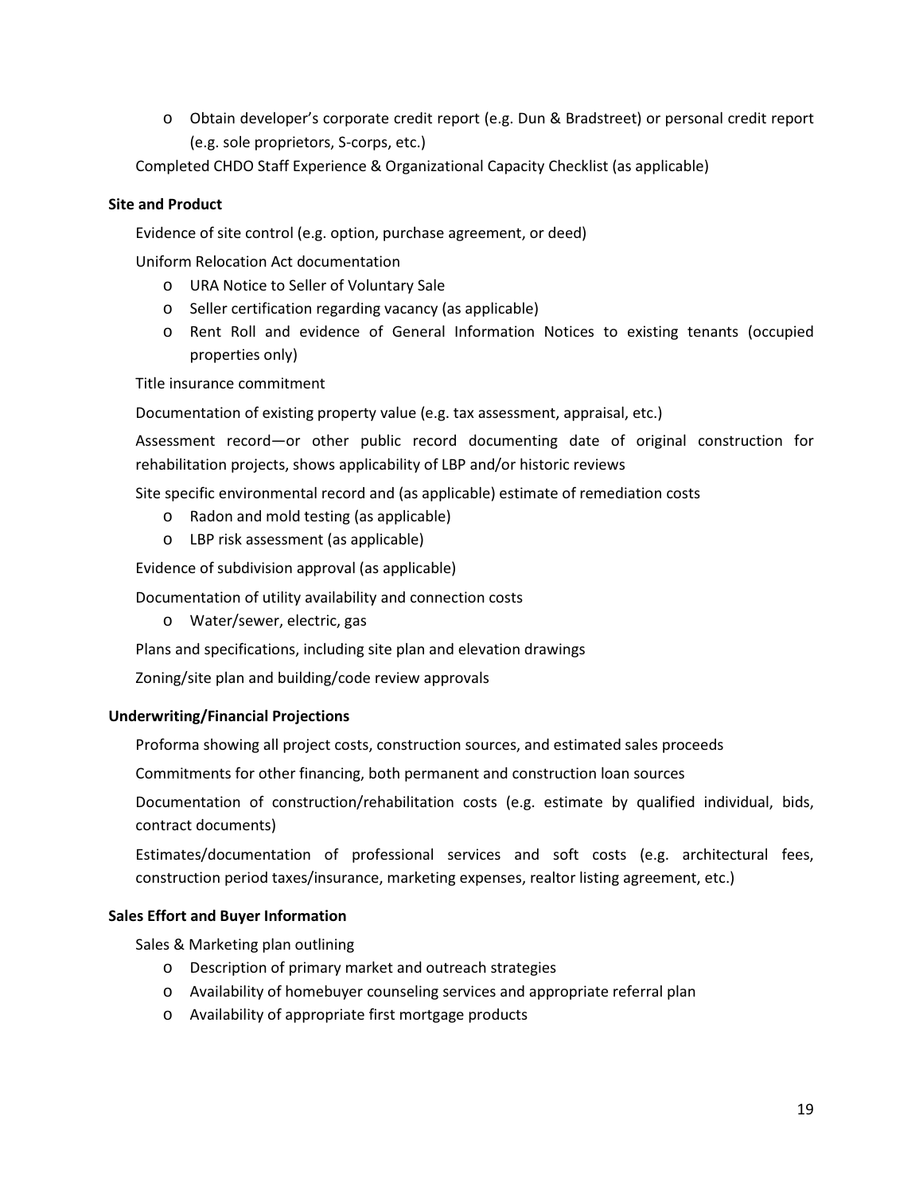- Obtain developer's corporate credit report (e.g. Dun & Bradstreet) or personal credit report (e.g. sole proprietors, S-corps, etc.)

Completed CHDO Staff Experience & Organizational Capacity Checklist (as applicable)

**Site and Product**

Evidence of site control (e.g. option, purchase agreement, or deed)

Uniform Relocation Act documentation

- URA Notice to Seller of Voluntary Sale
- Seller certification regarding vacancy (as applicable)
- Rent Roll and evidence of General Information Notices to existing tenants (occupied properties only)

Title insurance commitment

Documentation of existing property value (e.g. tax assessment, appraisal, etc.)

Assessment record—or other public record documenting date of original construction for rehabilitation projects, shows applicability of LBP and/or historic reviews

Site specific environmental record and (as applicable) estimate of remediation costs

- Radon and mold testing (as applicable)
- LBP risk assessment (as applicable)

Evidence of subdivision approval (as applicable)

Documentation of utility availability and connection costs

- Water/sewer, electric, gas

Plans and specifications, including site plan and elevation drawings

Zoning/site plan and building/code review approvals

**Underwriting/Financial Projections**

Proforma showing all project costs, construction sources, and estimated sales proceeds

Commitments for other financing, both permanent and construction loan sources

Documentation of construction/rehabilitation costs (e.g. estimate by qualified individual, bids, contract documents)

Estimates/documentation of professional services and soft costs (e.g. architectural fees, construction period taxes/insurance, marketing expenses, realtor listing agreement, etc.)

**Sales Effort and Buyer Information**

Sales & Marketing plan outlining

- Description of primary market and outreach strategies
- Availability of homebuyer counseling services and appropriate referral plan
- Availability of appropriate first mortgage products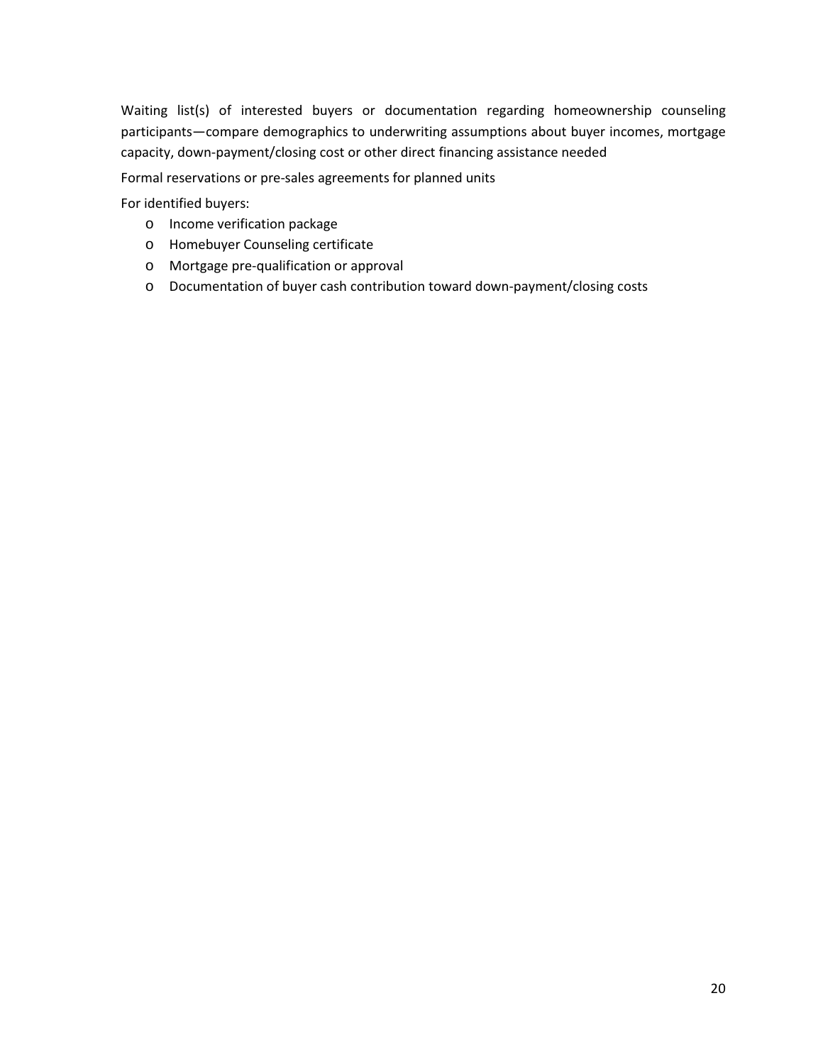Waiting list(s) of interested buyers or documentation regarding homeownership counseling participants—compare demographics to underwriting assumptions about buyer incomes, mortgage capacity, down-payment/closing cost or other direct financing assistance needed

Formal reservations or pre-sales agreements for planned units

For identified buyers:

- Income verification package
- Homebuyer Counseling certificate
- Mortgage pre-qualification or approval
- Documentation of buyer cash contribution toward down-payment/closing costs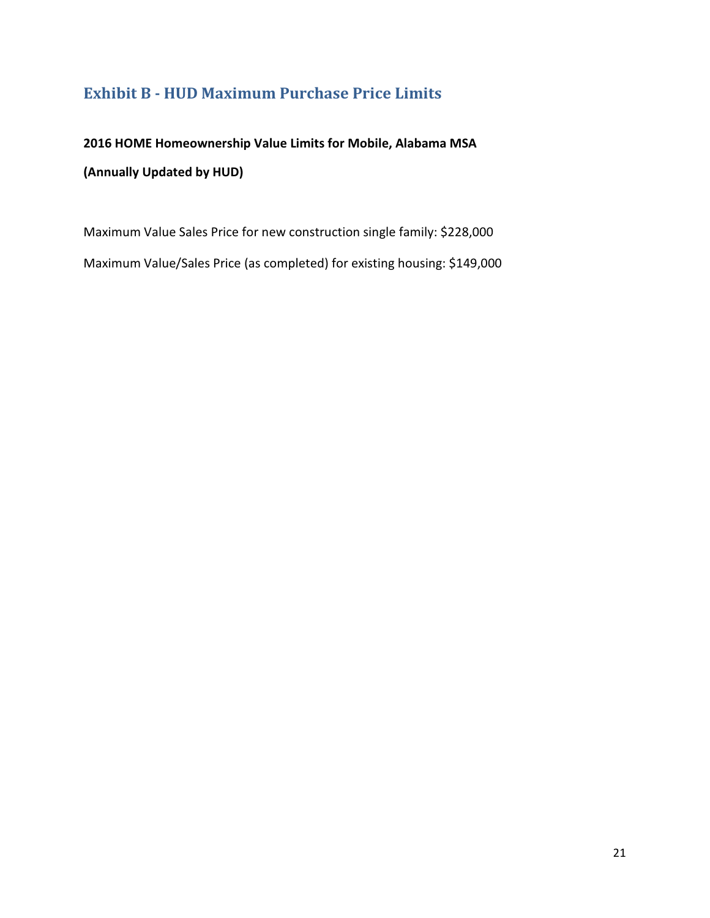## Exhibit B - HUD Maximum Purchase Price Limits

**2016 HOME Homeownership Value Limits for Mobile, Alabama MSA**

**(Annually Updated by HUD)**

Maximum Value Sales Price for new construction single family: $228,000

Maximum Value/Sales Price (as completed) for existing housing: $149,000